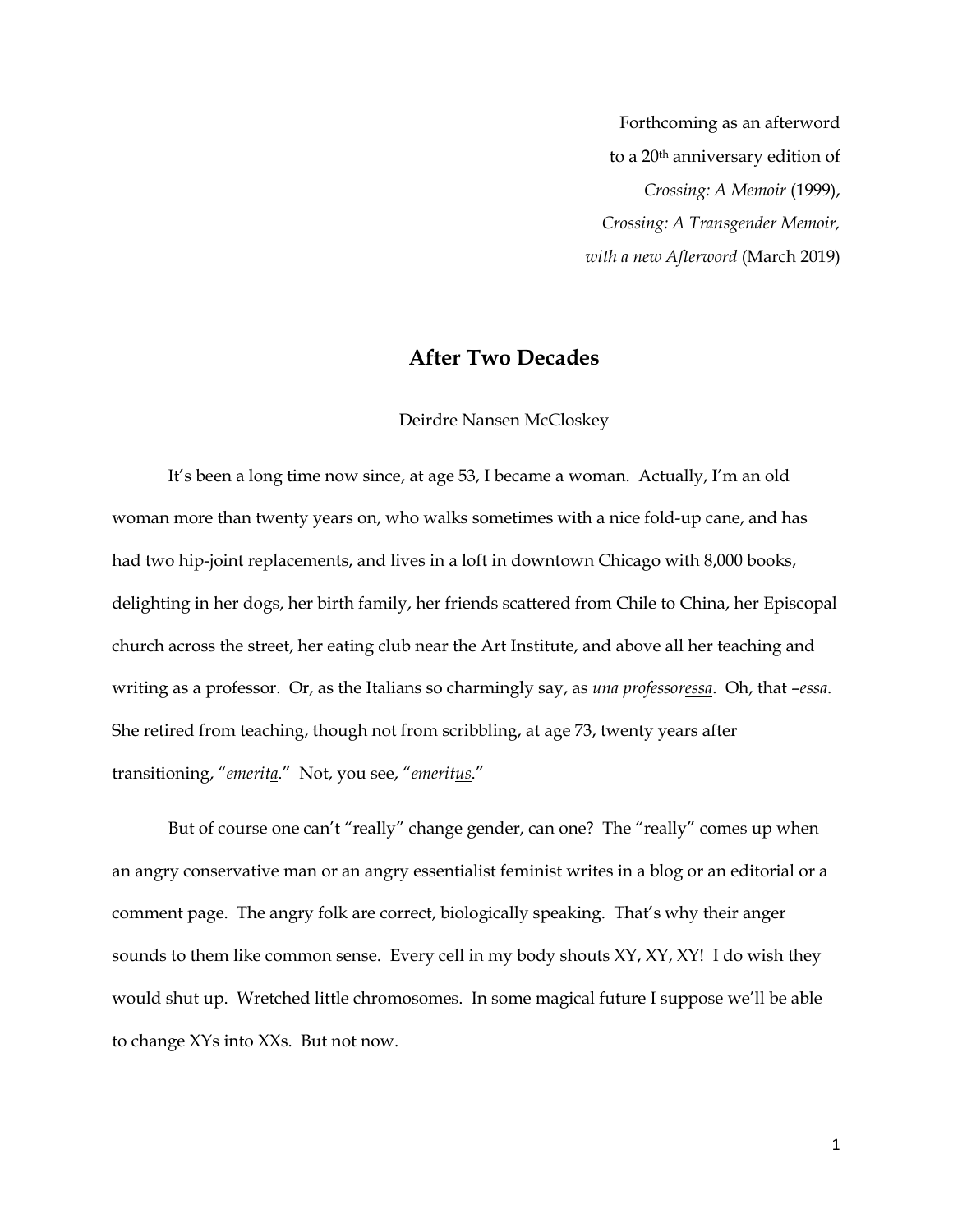Forthcoming as an afterword
to a 20th anniversary edition of
*Crossing: A Memoir* (1999),
*Crossing: A Transgender Memoir,*
*with a new Afterword* (March 2019)

# After Two Decades

Deirdre Nansen McCloskey

It's been a long time now since, at age 53, I became a woman. Actually, I'm an old woman more than twenty years on, who walks sometimes with a nice fold-up cane, and has had two hip-joint replacements, and lives in a loft in downtown Chicago with 8,000 books, delighting in her dogs, her birth family, her friends scattered from Chile to China, her Episcopal church across the street, her eating club near the Art Institute, and above all her teaching and writing as a professor. Or, as the Italians so charmingly say, as *una professor<u>essa</u>*. Oh, that –*essa*. She retired from teaching, though not from scribbling, at age 73, twenty years after transitioning, "*emerit<u>a</u>*." Not, you see, "*emerit<u>us</u>*."

But of course one can't "really" change gender, can one? The "really" comes up when an angry conservative man or an angry essentialist feminist writes in a blog or an editorial or a comment page. The angry folk are correct, biologically speaking. That's why their anger sounds to them like common sense. Every cell in my body shouts XY, XY, XY! I do wish they would shut up. Wretched little chromosomes. In some magical future I suppose we'll be able to change XYs into XXs. But not now.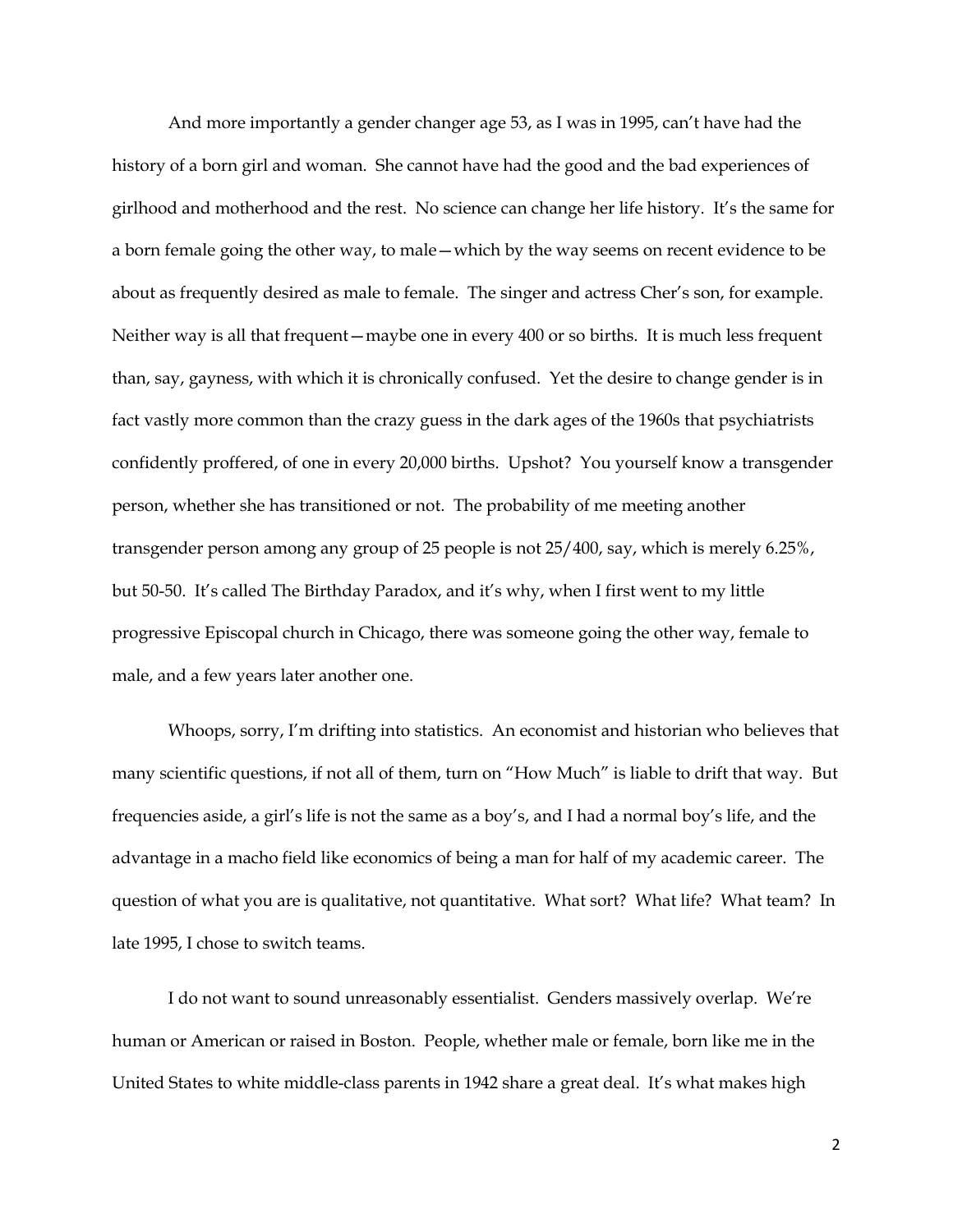And more importantly a gender changer age 53, as I was in 1995, can't have had the history of a born girl and woman. She cannot have had the good and the bad experiences of girlhood and motherhood and the rest. No science can change her life history. It's the same for a born female going the other way, to male—which by the way seems on recent evidence to be about as frequently desired as male to female. The singer and actress Cher's son, for example. Neither way is all that frequent—maybe one in every 400 or so births. It is much less frequent than, say, gayness, with which it is chronically confused. Yet the desire to change gender is in fact vastly more common than the crazy guess in the dark ages of the 1960s that psychiatrists confidently proffered, of one in every 20,000 births. Upshot? You yourself know a transgender person, whether she has transitioned or not. The probability of me meeting another transgender person among any group of 25 people is not 25/400, say, which is merely 6.25%, but 50-50. It's called The Birthday Paradox, and it's why, when I first went to my little progressive Episcopal church in Chicago, there was someone going the other way, female to male, and a few years later another one.

Whoops, sorry, I'm drifting into statistics. An economist and historian who believes that many scientific questions, if not all of them, turn on "How Much" is liable to drift that way. But frequencies aside, a girl's life is not the same as a boy's, and I had a normal boy's life, and the advantage in a macho field like economics of being a man for half of my academic career. The question of what you are is qualitative, not quantitative. What sort? What life? What team? In late 1995, I chose to switch teams.

I do not want to sound unreasonably essentialist. Genders massively overlap. We're human or American or raised in Boston. People, whether male or female, born like me in the United States to white middle-class parents in 1942 share a great deal. It's what makes high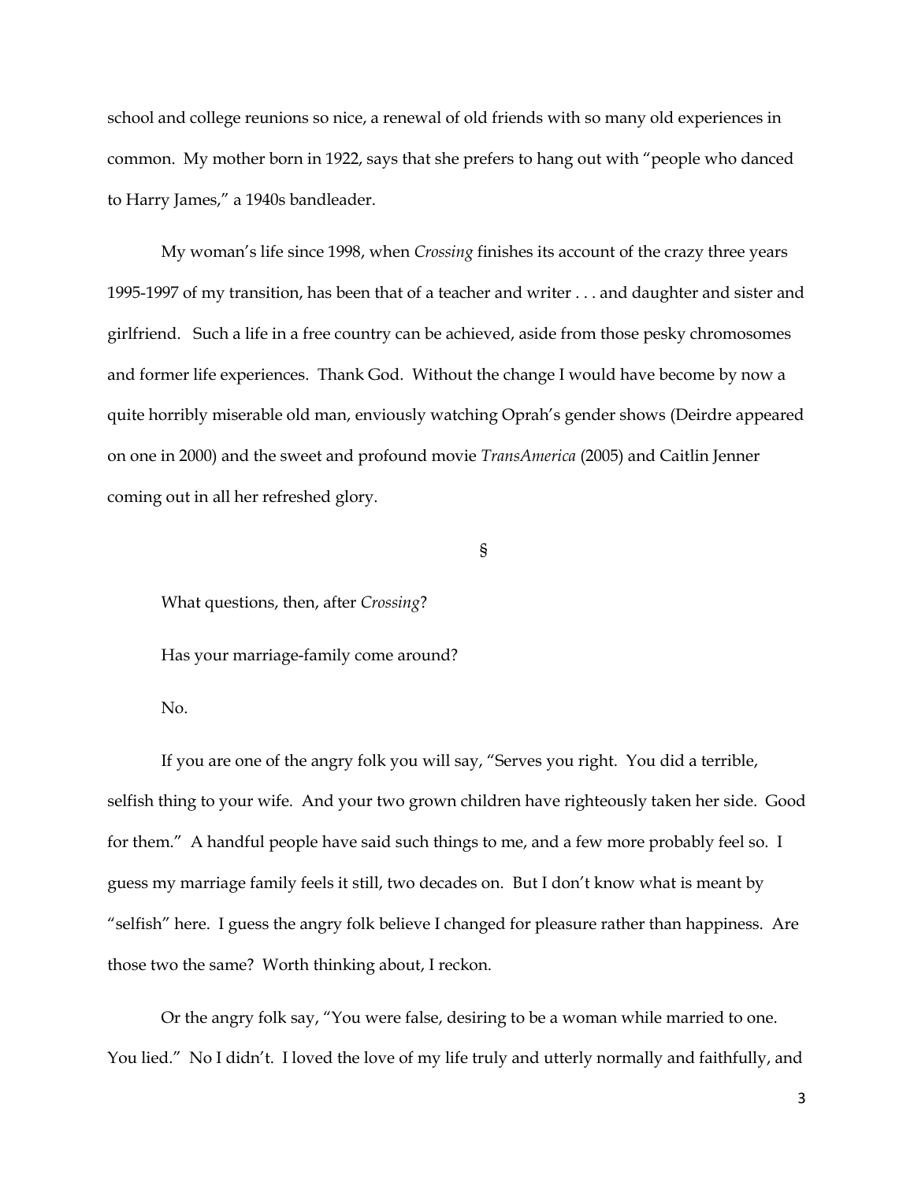school and college reunions so nice, a renewal of old friends with so many old experiences in common. My mother born in 1922, says that she prefers to hang out with "people who danced to Harry James," a 1940s bandleader.

My woman's life since 1998, when *Crossing* finishes its account of the crazy three years 1995-1997 of my transition, has been that of a teacher and writer . . . and daughter and sister and girlfriend. Such a life in a free country can be achieved, aside from those pesky chromosomes and former life experiences. Thank God. Without the change I would have become by now a quite horribly miserable old man, enviously watching Oprah's gender shows (Deirdre appeared on one in 2000) and the sweet and profound movie *TransAmerica* (2005) and Caitlin Jenner coming out in all her refreshed glory.

§

What questions, then, after *Crossing*?

Has your marriage-family come around?

No.

If you are one of the angry folk you will say, "Serves you right. You did a terrible, selfish thing to your wife. And your two grown children have righteously taken her side. Good for them." A handful people have said such things to me, and a few more probably feel so. I guess my marriage family feels it still, two decades on. But I don't know what is meant by "selfish" here. I guess the angry folk believe I changed for pleasure rather than happiness. Are those two the same? Worth thinking about, I reckon.

Or the angry folk say, "You were false, desiring to be a woman while married to one. You lied." No I didn't. I loved the love of my life truly and utterly normally and faithfully, and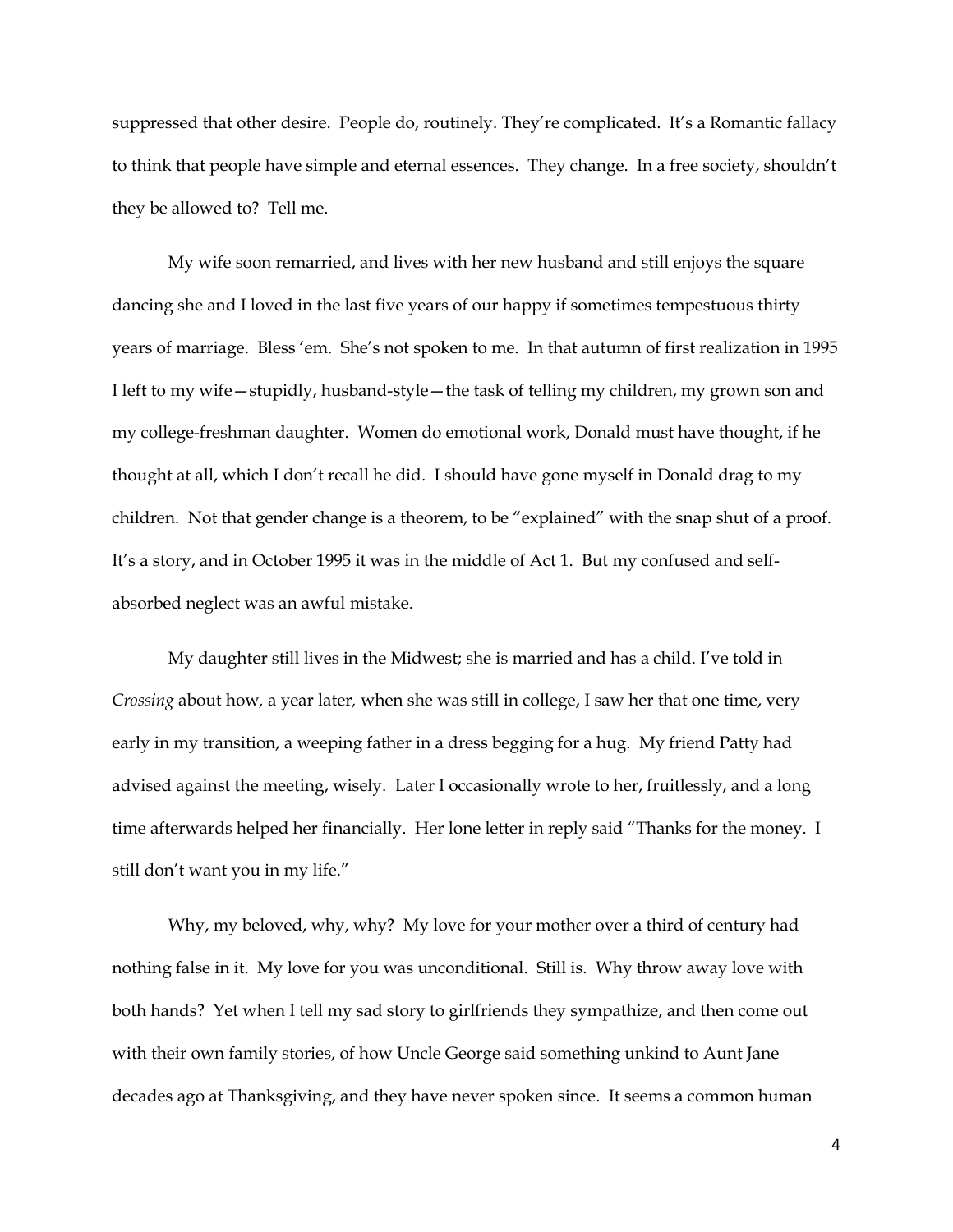suppressed that other desire. People do, routinely. They're complicated. It's a Romantic fallacy to think that people have simple and eternal essences. They change. In a free society, shouldn't they be allowed to? Tell me.

My wife soon remarried, and lives with her new husband and still enjoys the square dancing she and I loved in the last five years of our happy if sometimes tempestuous thirty years of marriage. Bless 'em. She's not spoken to me. In that autumn of first realization in 1995 I left to my wife—stupidly, husband-style—the task of telling my children, my grown son and my college-freshman daughter. Women do emotional work, Donald must have thought, if he thought at all, which I don't recall he did. I should have gone myself in Donald drag to my children. Not that gender change is a theorem, to be "explained" with the snap shut of a proof. It's a story, and in October 1995 it was in the middle of Act 1. But my confused and self-absorbed neglect was an awful mistake.

My daughter still lives in the Midwest; she is married and has a child. I've told in *Crossing* about how, a year later, when she was still in college, I saw her that one time, very early in my transition, a weeping father in a dress begging for a hug. My friend Patty had advised against the meeting, wisely. Later I occasionally wrote to her, fruitlessly, and a long time afterwards helped her financially. Her lone letter in reply said "Thanks for the money. I still don't want you in my life."

Why, my beloved, why, why? My love for your mother over a third of century had nothing false in it. My love for you was unconditional. Still is. Why throw away love with both hands? Yet when I tell my sad story to girlfriends they sympathize, and then come out with their own family stories, of how Uncle George said something unkind to Aunt Jane decades ago at Thanksgiving, and they have never spoken since. It seems a common human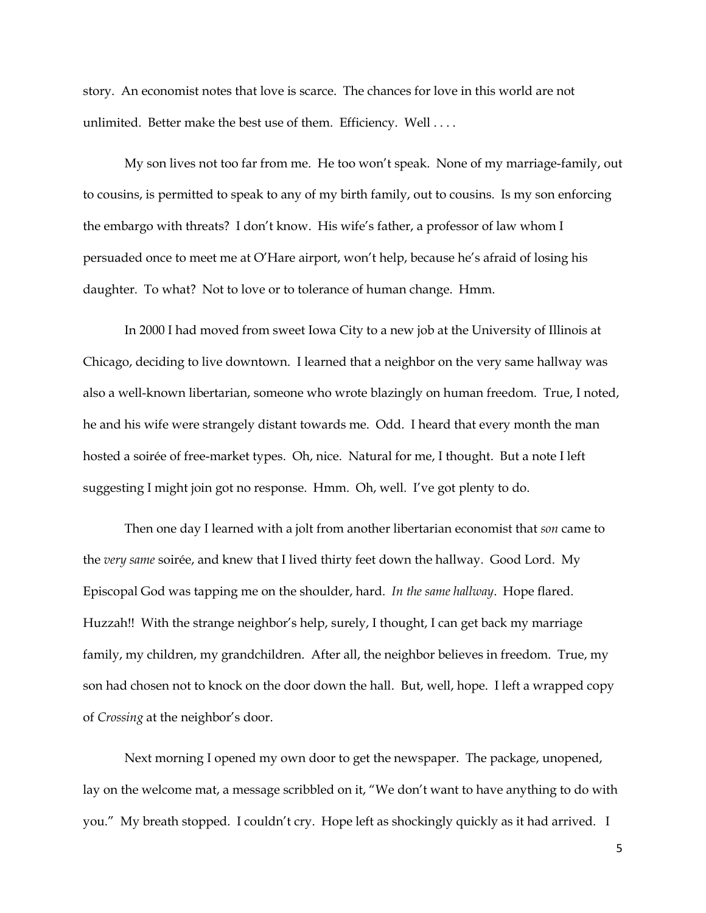story. An economist notes that love is scarce. The chances for love in this world are not unlimited. Better make the best use of them. Efficiency. Well . . . .

My son lives not too far from me. He too won't speak. None of my marriage-family, out to cousins, is permitted to speak to any of my birth family, out to cousins. Is my son enforcing the embargo with threats? I don't know. His wife's father, a professor of law whom I persuaded once to meet me at O'Hare airport, won't help, because he's afraid of losing his daughter. To what? Not to love or to tolerance of human change. Hmm.

In 2000 I had moved from sweet Iowa City to a new job at the University of Illinois at Chicago, deciding to live downtown. I learned that a neighbor on the very same hallway was also a well-known libertarian, someone who wrote blazingly on human freedom. True, I noted, he and his wife were strangely distant towards me. Odd. I heard that every month the man hosted a soirée of free-market types. Oh, nice. Natural for me, I thought. But a note I left suggesting I might join got no response. Hmm. Oh, well. I've got plenty to do.

Then one day I learned with a jolt from another libertarian economist that *son* came to the *very same* soirée, and knew that I lived thirty feet down the hallway. Good Lord. My Episcopal God was tapping me on the shoulder, hard. *In the same hallway*. Hope flared. Huzzah!! With the strange neighbor's help, surely, I thought, I can get back my marriage family, my children, my grandchildren. After all, the neighbor believes in freedom. True, my son had chosen not to knock on the door down the hall. But, well, hope. I left a wrapped copy of *Crossing* at the neighbor's door.

Next morning I opened my own door to get the newspaper. The package, unopened, lay on the welcome mat, a message scribbled on it, "We don't want to have anything to do with you." My breath stopped. I couldn't cry. Hope left as shockingly quickly as it had arrived. I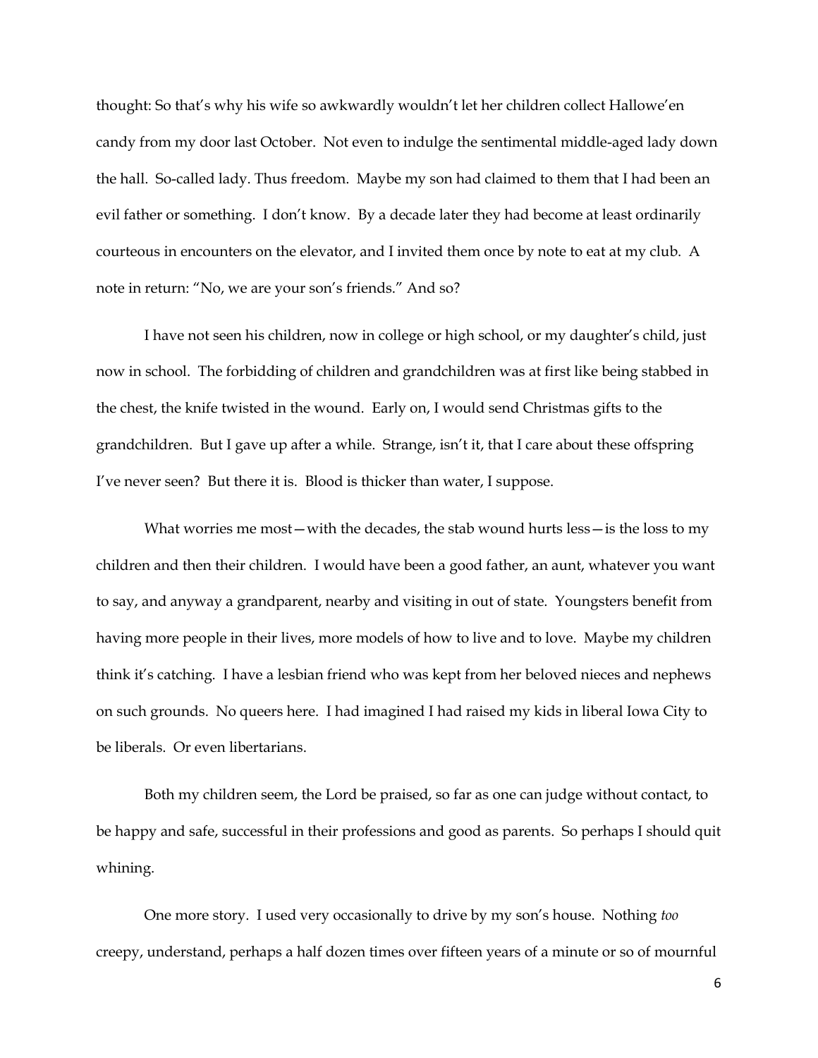thought: So that's why his wife so awkwardly wouldn't let her children collect Hallowe'en candy from my door last October. Not even to indulge the sentimental middle-aged lady down the hall. So-called lady. Thus freedom. Maybe my son had claimed to them that I had been an evil father or something. I don't know. By a decade later they had become at least ordinarily courteous in encounters on the elevator, and I invited them once by note to eat at my club. A note in return: "No, we are your son's friends." And so?

I have not seen his children, now in college or high school, or my daughter's child, just now in school. The forbidding of children and grandchildren was at first like being stabbed in the chest, the knife twisted in the wound. Early on, I would send Christmas gifts to the grandchildren. But I gave up after a while. Strange, isn't it, that I care about these offspring I've never seen? But there it is. Blood is thicker than water, I suppose.

What worries me most—with the decades, the stab wound hurts less—is the loss to my children and then their children. I would have been a good father, an aunt, whatever you want to say, and anyway a grandparent, nearby and visiting in out of state. Youngsters benefit from having more people in their lives, more models of how to live and to love. Maybe my children think it's catching. I have a lesbian friend who was kept from her beloved nieces and nephews on such grounds. No queers here. I had imagined I had raised my kids in liberal Iowa City to be liberals. Or even libertarians.

Both my children seem, the Lord be praised, so far as one can judge without contact, to be happy and safe, successful in their professions and good as parents. So perhaps I should quit whining.

One more story. I used very occasionally to drive by my son's house. Nothing *too* creepy, understand, perhaps a half dozen times over fifteen years of a minute or so of mournful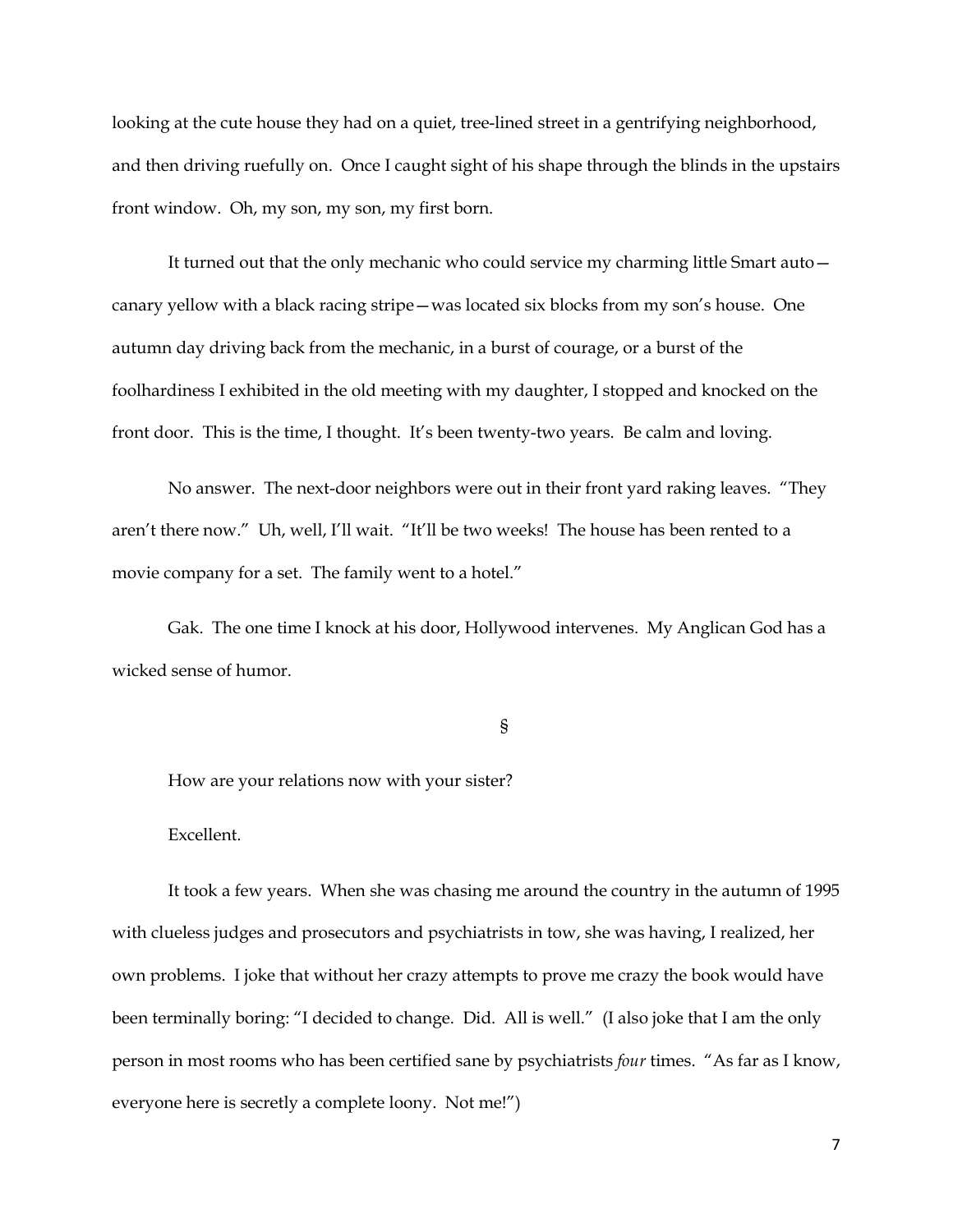looking at the cute house they had on a quiet, tree-lined street in a gentrifying neighborhood, and then driving ruefully on. Once I caught sight of his shape through the blinds in the upstairs front window. Oh, my son, my son, my first born.

It turned out that the only mechanic who could service my charming little Smart auto—canary yellow with a black racing stripe—was located six blocks from my son's house. One autumn day driving back from the mechanic, in a burst of courage, or a burst of the foolhardiness I exhibited in the old meeting with my daughter, I stopped and knocked on the front door. This is the time, I thought. It's been twenty-two years. Be calm and loving.

No answer. The next-door neighbors were out in their front yard raking leaves. "They aren't there now." Uh, well, I'll wait. "It'll be two weeks! The house has been rented to a movie company for a set. The family went to a hotel."

Gak. The one time I knock at his door, Hollywood intervenes. My Anglican God has a wicked sense of humor.

§

How are your relations now with your sister?

Excellent.

It took a few years. When she was chasing me around the country in the autumn of 1995 with clueless judges and prosecutors and psychiatrists in tow, she was having, I realized, her own problems. I joke that without her crazy attempts to prove me crazy the book would have been terminally boring: "I decided to change. Did. All is well." (I also joke that I am the only person in most rooms who has been certified sane by psychiatrists *four* times. "As far as I know, everyone here is secretly a complete loony. Not me!")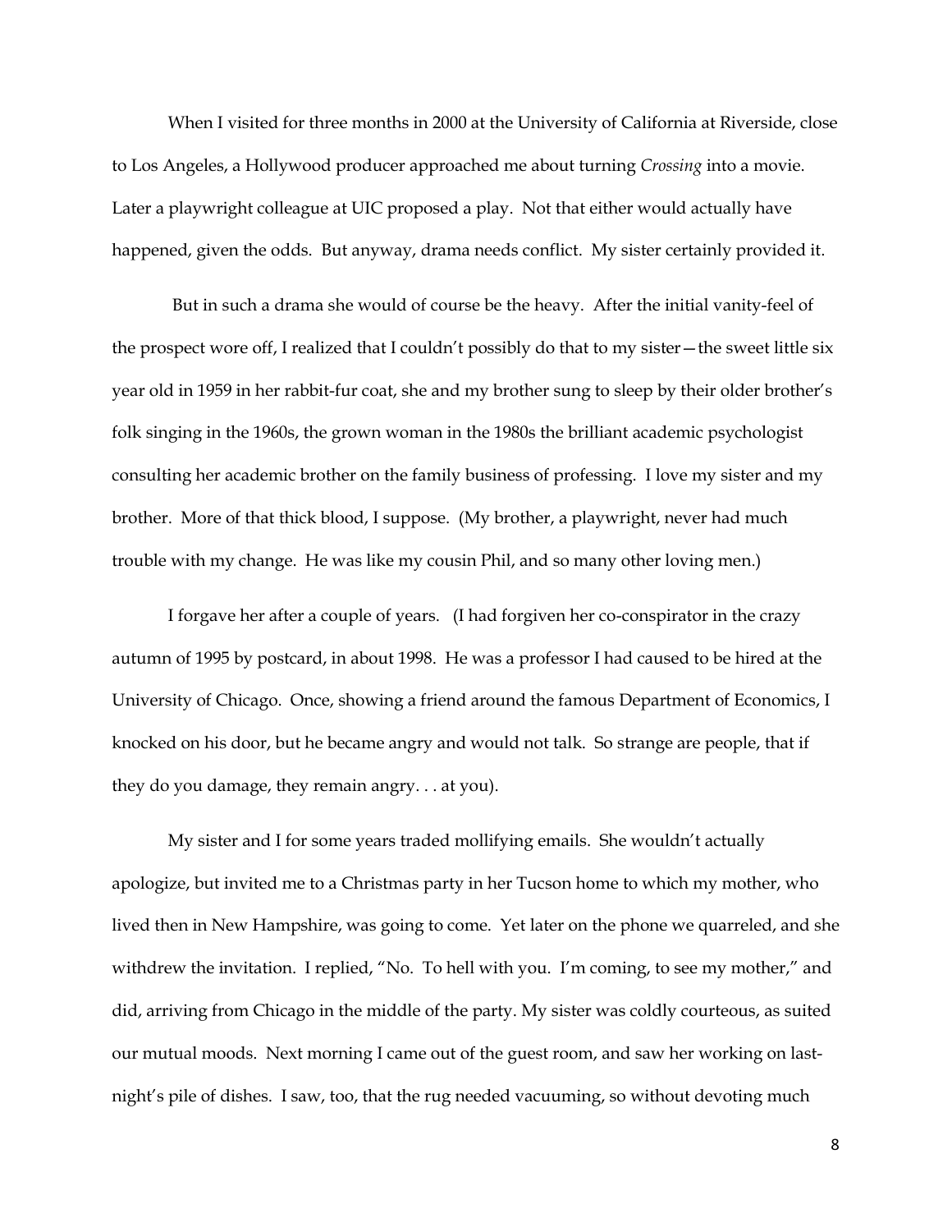When I visited for three months in 2000 at the University of California at Riverside, close to Los Angeles, a Hollywood producer approached me about turning *Crossing* into a movie. Later a playwright colleague at UIC proposed a play. Not that either would actually have happened, given the odds. But anyway, drama needs conflict. My sister certainly provided it.

But in such a drama she would of course be the heavy. After the initial vanity-feel of the prospect wore off, I realized that I couldn't possibly do that to my sister—the sweet little six year old in 1959 in her rabbit-fur coat, she and my brother sung to sleep by their older brother's folk singing in the 1960s, the grown woman in the 1980s the brilliant academic psychologist consulting her academic brother on the family business of professing. I love my sister and my brother. More of that thick blood, I suppose. (My brother, a playwright, never had much trouble with my change. He was like my cousin Phil, and so many other loving men.)

I forgave her after a couple of years. (I had forgiven her co-conspirator in the crazy autumn of 1995 by postcard, in about 1998. He was a professor I had caused to be hired at the University of Chicago. Once, showing a friend around the famous Department of Economics, I knocked on his door, but he became angry and would not talk. So strange are people, that if they do you damage, they remain angry. . . at you).

My sister and I for some years traded mollifying emails. She wouldn't actually apologize, but invited me to a Christmas party in her Tucson home to which my mother, who lived then in New Hampshire, was going to come. Yet later on the phone we quarreled, and she withdrew the invitation. I replied, "No. To hell with you. I'm coming, to see my mother," and did, arriving from Chicago in the middle of the party. My sister was coldly courteous, as suited our mutual moods. Next morning I came out of the guest room, and saw her working on last-night's pile of dishes. I saw, too, that the rug needed vacuuming, so without devoting much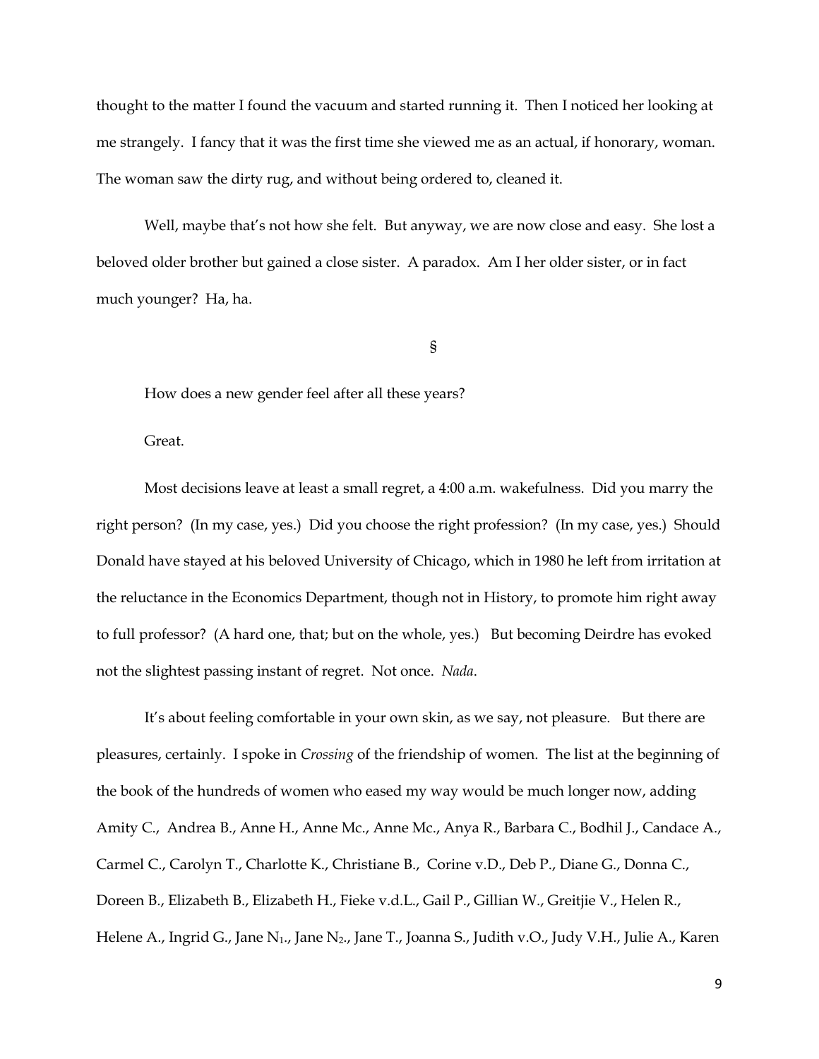thought to the matter I found the vacuum and started running it. Then I noticed her looking at me strangely. I fancy that it was the first time she viewed me as an actual, if honorary, woman. The woman saw the dirty rug, and without being ordered to, cleaned it.

Well, maybe that's not how she felt. But anyway, we are now close and easy. She lost a beloved older brother but gained a close sister. A paradox. Am I her older sister, or in fact much younger? Ha, ha.

§

How does a new gender feel after all these years?

Great.

Most decisions leave at least a small regret, a 4:00 a.m. wakefulness. Did you marry the right person? (In my case, yes.) Did you choose the right profession? (In my case, yes.) Should Donald have stayed at his beloved University of Chicago, which in 1980 he left from irritation at the reluctance in the Economics Department, though not in History, to promote him right away to full professor? (A hard one, that; but on the whole, yes.) But becoming Deirdre has evoked not the slightest passing instant of regret. Not once. *Nada*.

It's about feeling comfortable in your own skin, as we say, not pleasure. But there are pleasures, certainly. I spoke in *Crossing* of the friendship of women. The list at the beginning of the book of the hundreds of women who eased my way would be much longer now, adding Amity C., Andrea B., Anne H., Anne Mc., Anne Mc., Anya R., Barbara C., Bodhil J., Candace A., Carmel C., Carolyn T., Charlotte K., Christiane B., Corine v.D., Deb P., Diane G., Donna C., Doreen B., Elizabeth B., Elizabeth H., Fieke v.d.L., Gail P., Gillian W., Greitjie V., Helen R., Helene A., Ingrid G., Jane $N_1$., Jane $N_2$., Jane T., Joanna S., Judith v.O., Judy V.H., Julie A., Karen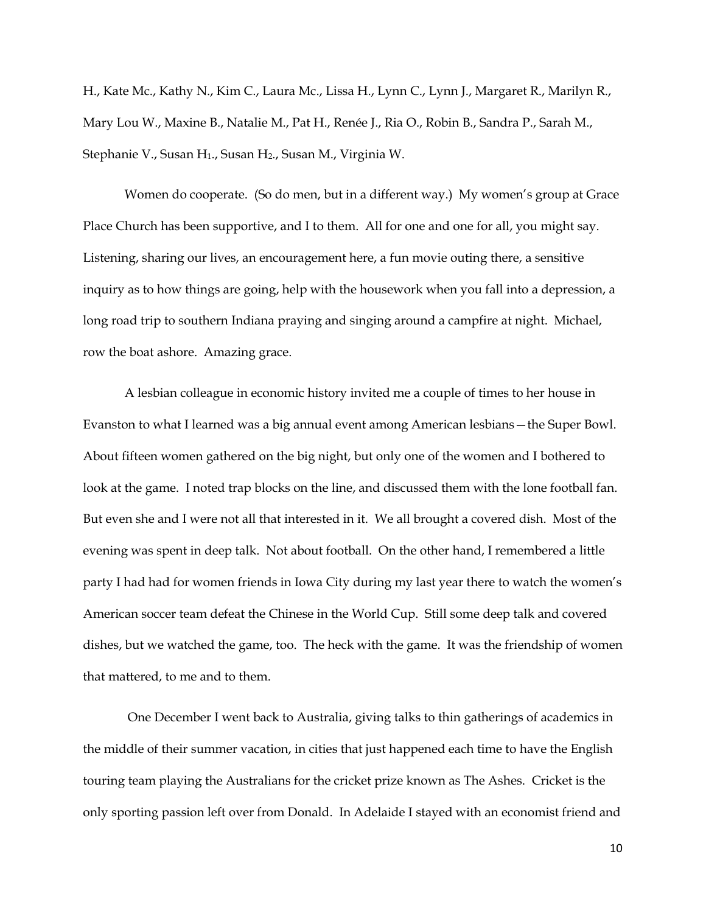H., Kate Mc., Kathy N., Kim C., Laura Mc., Lissa H., Lynn C., Lynn J., Margaret R., Marilyn R., Mary Lou W., Maxine B., Natalie M., Pat H., Renée J., Ria O., Robin B., Sandra P., Sarah M., Stephanie V., Susan $H_1$., Susan $H_2$., Susan M., Virginia W.

Women do cooperate. (So do men, but in a different way.) My women's group at Grace Place Church has been supportive, and I to them. All for one and one for all, you might say. Listening, sharing our lives, an encouragement here, a fun movie outing there, a sensitive inquiry as to how things are going, help with the housework when you fall into a depression, a long road trip to southern Indiana praying and singing around a campfire at night. Michael, row the boat ashore. Amazing grace.

A lesbian colleague in economic history invited me a couple of times to her house in Evanston to what I learned was a big annual event among American lesbians—the Super Bowl. About fifteen women gathered on the big night, but only one of the women and I bothered to look at the game. I noted trap blocks on the line, and discussed them with the lone football fan. But even she and I were not all that interested in it. We all brought a covered dish. Most of the evening was spent in deep talk. Not about football. On the other hand, I remembered a little party I had had for women friends in Iowa City during my last year there to watch the women's American soccer team defeat the Chinese in the World Cup. Still some deep talk and covered dishes, but we watched the game, too. The heck with the game. It was the friendship of women that mattered, to me and to them.

One December I went back to Australia, giving talks to thin gatherings of academics in the middle of their summer vacation, in cities that just happened each time to have the English touring team playing the Australians for the cricket prize known as The Ashes. Cricket is the only sporting passion left over from Donald. In Adelaide I stayed with an economist friend and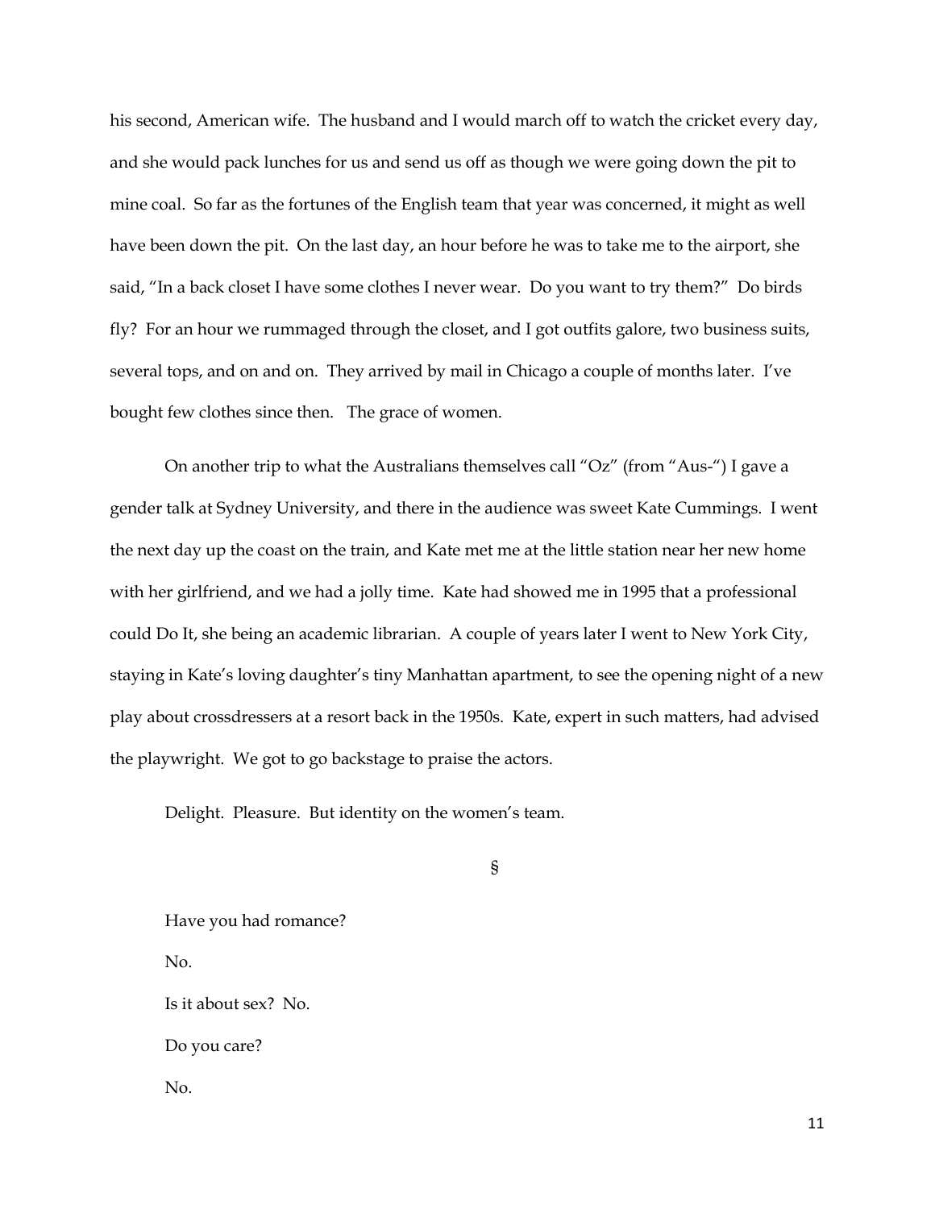his second, American wife. The husband and I would march off to watch the cricket every day, and she would pack lunches for us and send us off as though we were going down the pit to mine coal. So far as the fortunes of the English team that year was concerned, it might as well have been down the pit. On the last day, an hour before he was to take me to the airport, she said, "In a back closet I have some clothes I never wear. Do you want to try them?" Do birds fly? For an hour we rummaged through the closet, and I got outfits galore, two business suits, several tops, and on and on. They arrived by mail in Chicago a couple of months later. I've bought few clothes since then. The grace of women.

On another trip to what the Australians themselves call "Oz" (from "Aus-") I gave a gender talk at Sydney University, and there in the audience was sweet Kate Cummings. I went the next day up the coast on the train, and Kate met me at the little station near her new home with her girlfriend, and we had a jolly time. Kate had showed me in 1995 that a professional could Do It, she being an academic librarian. A couple of years later I went to New York City, staying in Kate's loving daughter's tiny Manhattan apartment, to see the opening night of a new play about crossdressers at a resort back in the 1950s. Kate, expert in such matters, had advised the playwright. We got to go backstage to praise the actors.

Delight. Pleasure. But identity on the women's team.

§

Have you had romance?

No.

Is it about sex? No.

Do you care?

No.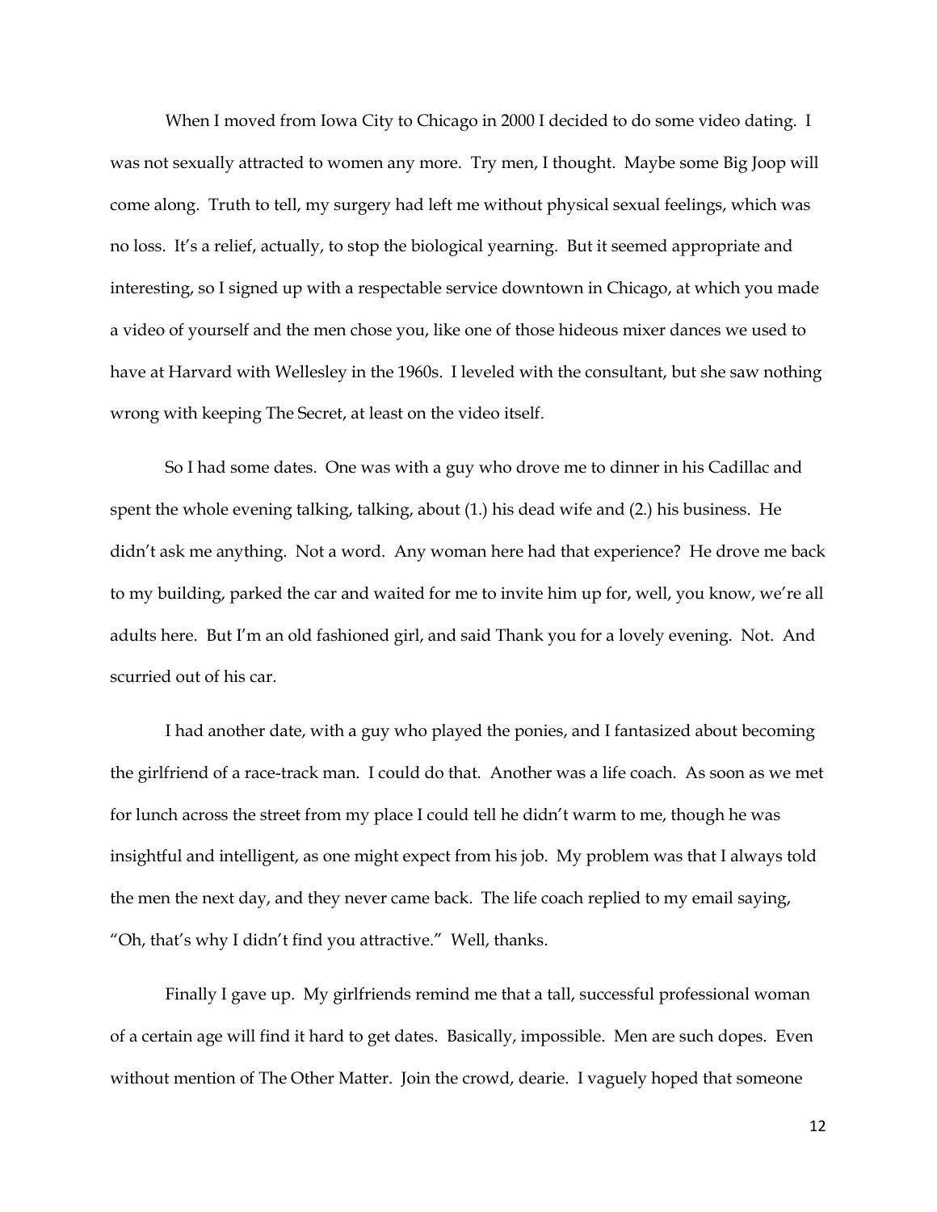When I moved from Iowa City to Chicago in 2000 I decided to do some video dating. I was not sexually attracted to women any more. Try men, I thought. Maybe some Big Joop will come along. Truth to tell, my surgery had left me without physical sexual feelings, which was no loss. It's a relief, actually, to stop the biological yearning. But it seemed appropriate and interesting, so I signed up with a respectable service downtown in Chicago, at which you made a video of yourself and the men chose you, like one of those hideous mixer dances we used to have at Harvard with Wellesley in the 1960s. I leveled with the consultant, but she saw nothing wrong with keeping The Secret, at least on the video itself.

So I had some dates. One was with a guy who drove me to dinner in his Cadillac and spent the whole evening talking, talking, about (1.) his dead wife and (2.) his business. He didn't ask me anything. Not a word. Any woman here had that experience? He drove me back to my building, parked the car and waited for me to invite him up for, well, you know, we're all adults here. But I'm an old fashioned girl, and said Thank you for a lovely evening. Not. And scurried out of his car.

I had another date, with a guy who played the ponies, and I fantasized about becoming the girlfriend of a race-track man. I could do that. Another was a life coach. As soon as we met for lunch across the street from my place I could tell he didn't warm to me, though he was insightful and intelligent, as one might expect from his job. My problem was that I always told the men the next day, and they never came back. The life coach replied to my email saying, "Oh, that's why I didn't find you attractive." Well, thanks.

Finally I gave up. My girlfriends remind me that a tall, successful professional woman of a certain age will find it hard to get dates. Basically, impossible. Men are such dopes. Even without mention of The Other Matter. Join the crowd, dearie. I vaguely hoped that someone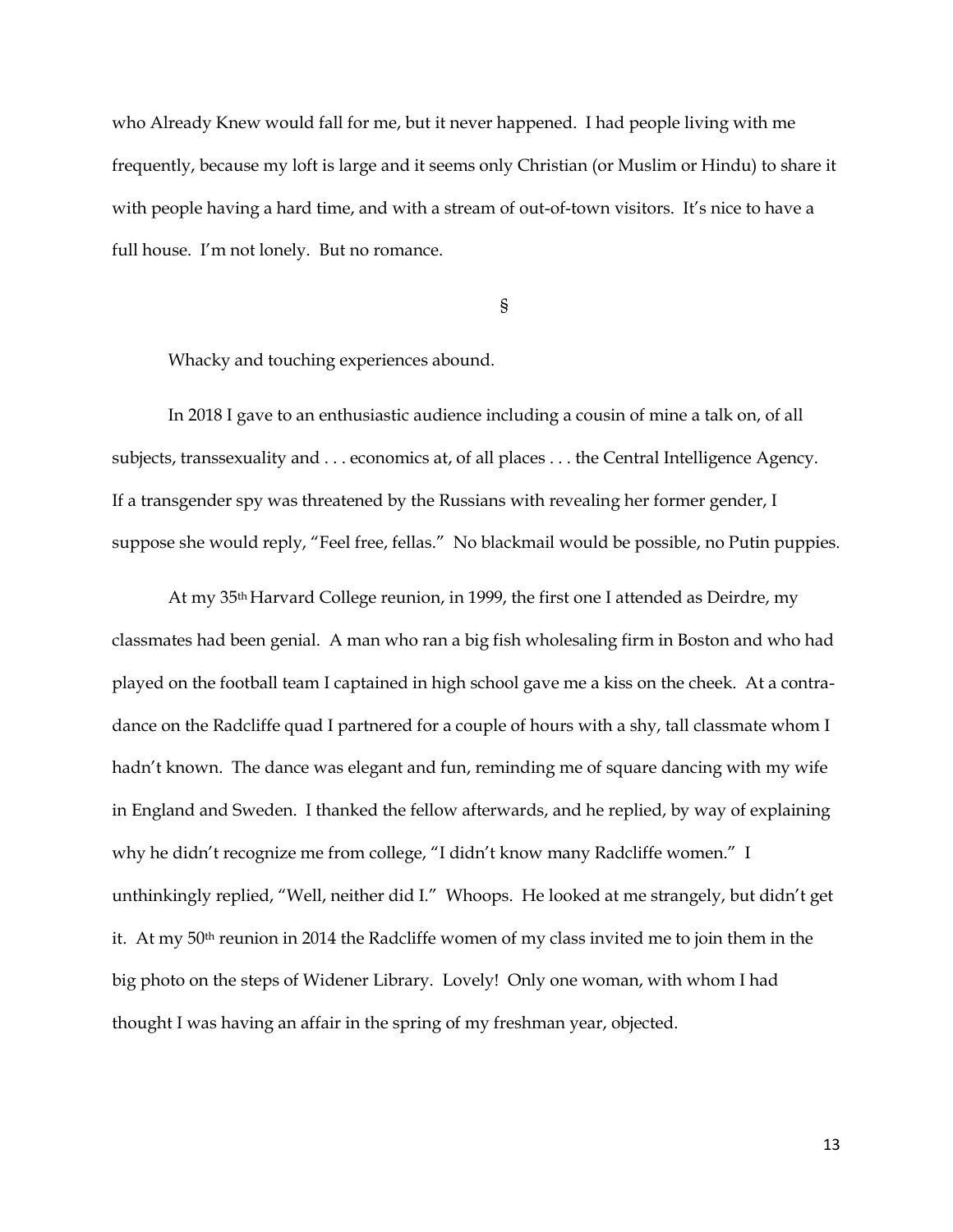who Already Knew would fall for me, but it never happened. I had people living with me frequently, because my loft is large and it seems only Christian (or Muslim or Hindu) to share it with people having a hard time, and with a stream of out-of-town visitors. It's nice to have a full house. I'm not lonely. But no romance.

§

Whacky and touching experiences abound.

In 2018 I gave to an enthusiastic audience including a cousin of mine a talk on, of all subjects, transsexuality and . . . economics at, of all places . . . the Central Intelligence Agency. If a transgender spy was threatened by the Russians with revealing her former gender, I suppose she would reply, "Feel free, fellas." No blackmail would be possible, no Putin puppies.

At my 35th Harvard College reunion, in 1999, the first one I attended as Deirdre, my classmates had been genial. A man who ran a big fish wholesaling firm in Boston and who had played on the football team I captained in high school gave me a kiss on the cheek. At a contra-dance on the Radcliffe quad I partnered for a couple of hours with a shy, tall classmate whom I hadn't known. The dance was elegant and fun, reminding me of square dancing with my wife in England and Sweden. I thanked the fellow afterwards, and he replied, by way of explaining why he didn't recognize me from college, "I didn't know many Radcliffe women." I unthinkingly replied, "Well, neither did I." Whoops. He looked at me strangely, but didn't get it. At my 50th reunion in 2014 the Radcliffe women of my class invited me to join them in the big photo on the steps of Widener Library. Lovely! Only one woman, with whom I had thought I was having an affair in the spring of my freshman year, objected.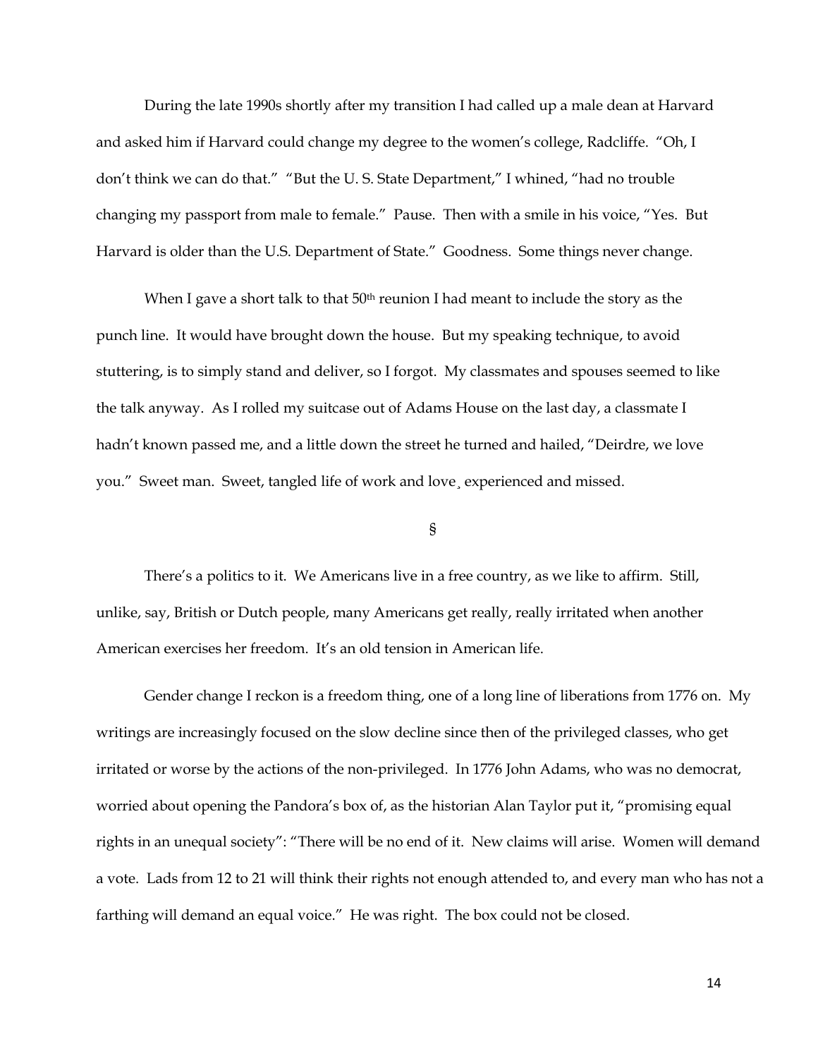During the late 1990s shortly after my transition I had called up a male dean at Harvard and asked him if Harvard could change my degree to the women's college, Radcliffe. "Oh, I don't think we can do that." "But the U. S. State Department," I whined, "had no trouble changing my passport from male to female." Pause. Then with a smile in his voice, "Yes. But Harvard is older than the U.S. Department of State." Goodness. Some things never change.

When I gave a short talk to that 50th reunion I had meant to include the story as the punch line. It would have brought down the house. But my speaking technique, to avoid stuttering, is to simply stand and deliver, so I forgot. My classmates and spouses seemed to like the talk anyway. As I rolled my suitcase out of Adams House on the last day, a classmate I hadn't known passed me, and a little down the street he turned and hailed, "Deirdre, we love you." Sweet man. Sweet, tangled life of work and love¸ experienced and missed.

§

There's a politics to it. We Americans live in a free country, as we like to affirm. Still, unlike, say, British or Dutch people, many Americans get really, really irritated when another American exercises her freedom. It's an old tension in American life.

Gender change I reckon is a freedom thing, one of a long line of liberations from 1776 on. My writings are increasingly focused on the slow decline since then of the privileged classes, who get irritated or worse by the actions of the non-privileged. In 1776 John Adams, who was no democrat, worried about opening the Pandora's box of, as the historian Alan Taylor put it, "promising equal rights in an unequal society": "There will be no end of it. New claims will arise. Women will demand a vote. Lads from 12 to 21 will think their rights not enough attended to, and every man who has not a farthing will demand an equal voice." He was right. The box could not be closed.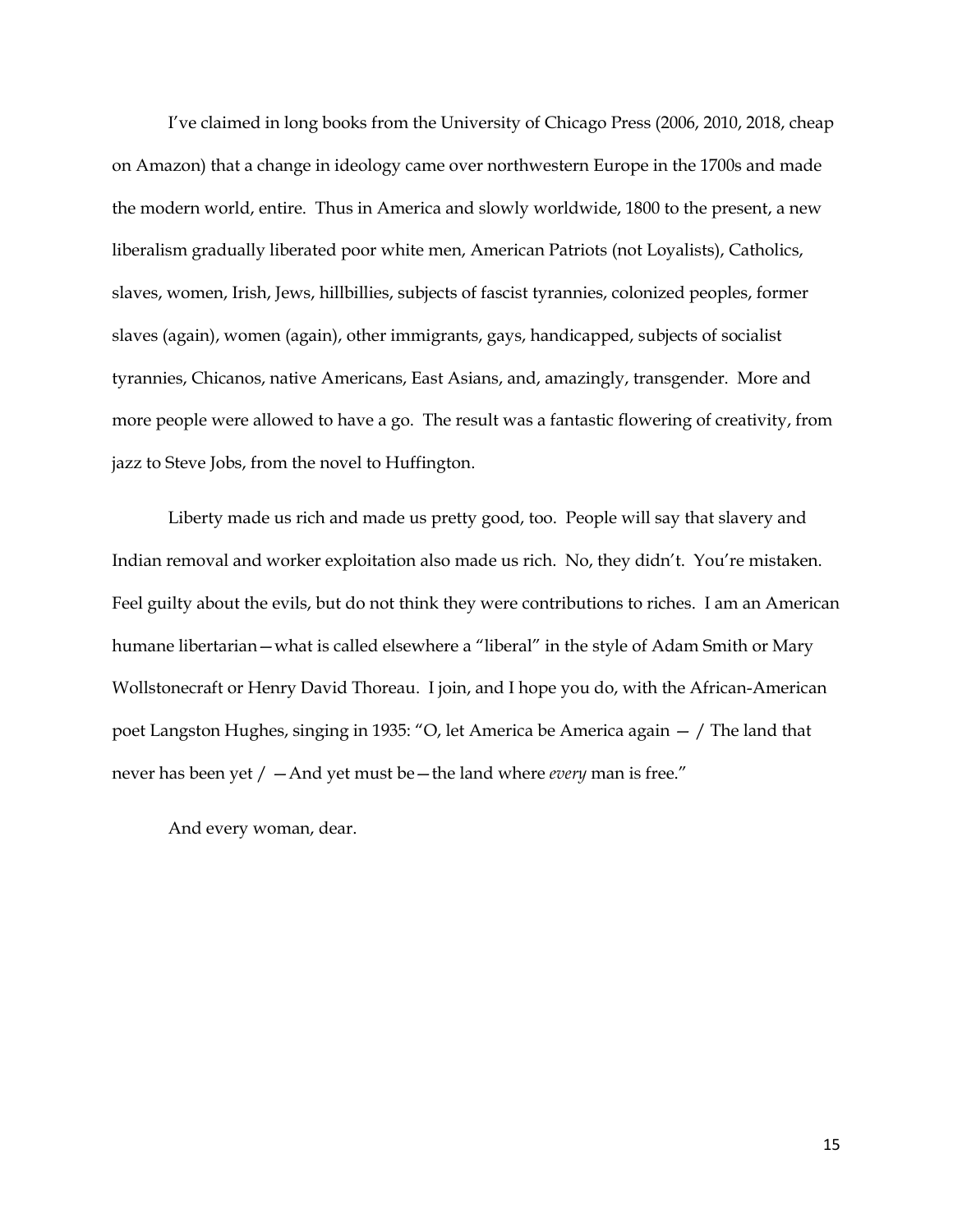I've claimed in long books from the University of Chicago Press (2006, 2010, 2018, cheap on Amazon) that a change in ideology came over northwestern Europe in the 1700s and made the modern world, entire. Thus in America and slowly worldwide, 1800 to the present, a new liberalism gradually liberated poor white men, American Patriots (not Loyalists), Catholics, slaves, women, Irish, Jews, hillbillies, subjects of fascist tyrannies, colonized peoples, former slaves (again), women (again), other immigrants, gays, handicapped, subjects of socialist tyrannies, Chicanos, native Americans, East Asians, and, amazingly, transgender. More and more people were allowed to have a go. The result was a fantastic flowering of creativity, from jazz to Steve Jobs, from the novel to Huffington.

Liberty made us rich and made us pretty good, too. People will say that slavery and Indian removal and worker exploitation also made us rich. No, they didn't. You're mistaken. Feel guilty about the evils, but do not think they were contributions to riches. I am an American humane libertarian—what is called elsewhere a "liberal" in the style of Adam Smith or Mary Wollstonecraft or Henry David Thoreau. I join, and I hope you do, with the African-American poet Langston Hughes, singing in 1935: "O, let America be America again — / The land that never has been yet / —And yet must be—the land where *every* man is free."

And every woman, dear.